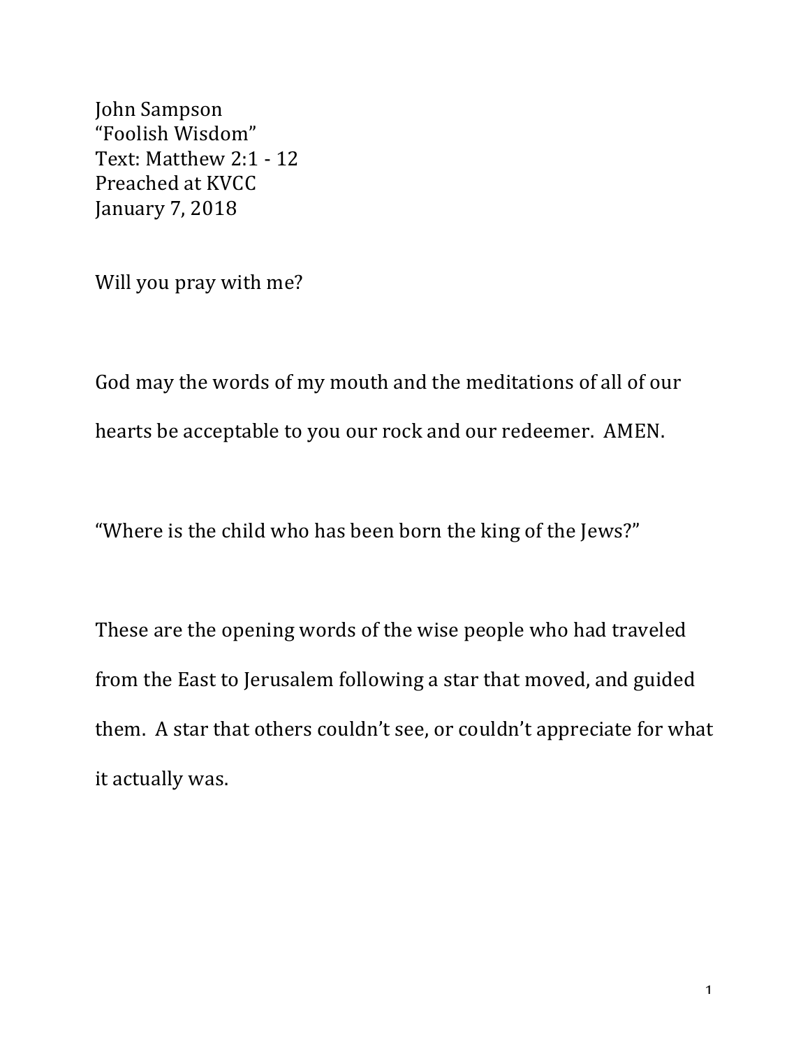John Sampson
"Foolish Wisdom"
Text: Matthew 2:1 - 12
Preached at KVCC
January 7, 2018

Will you pray with me?

God may the words of my mouth and the meditations of all of our hearts be acceptable to you our rock and our redeemer. AMEN.

"Where is the child who has been born the king of the Jews?"

These are the opening words of the wise people who had traveled from the East to Jerusalem following a star that moved, and guided them. A star that others couldn't see, or couldn't appreciate for what it actually was.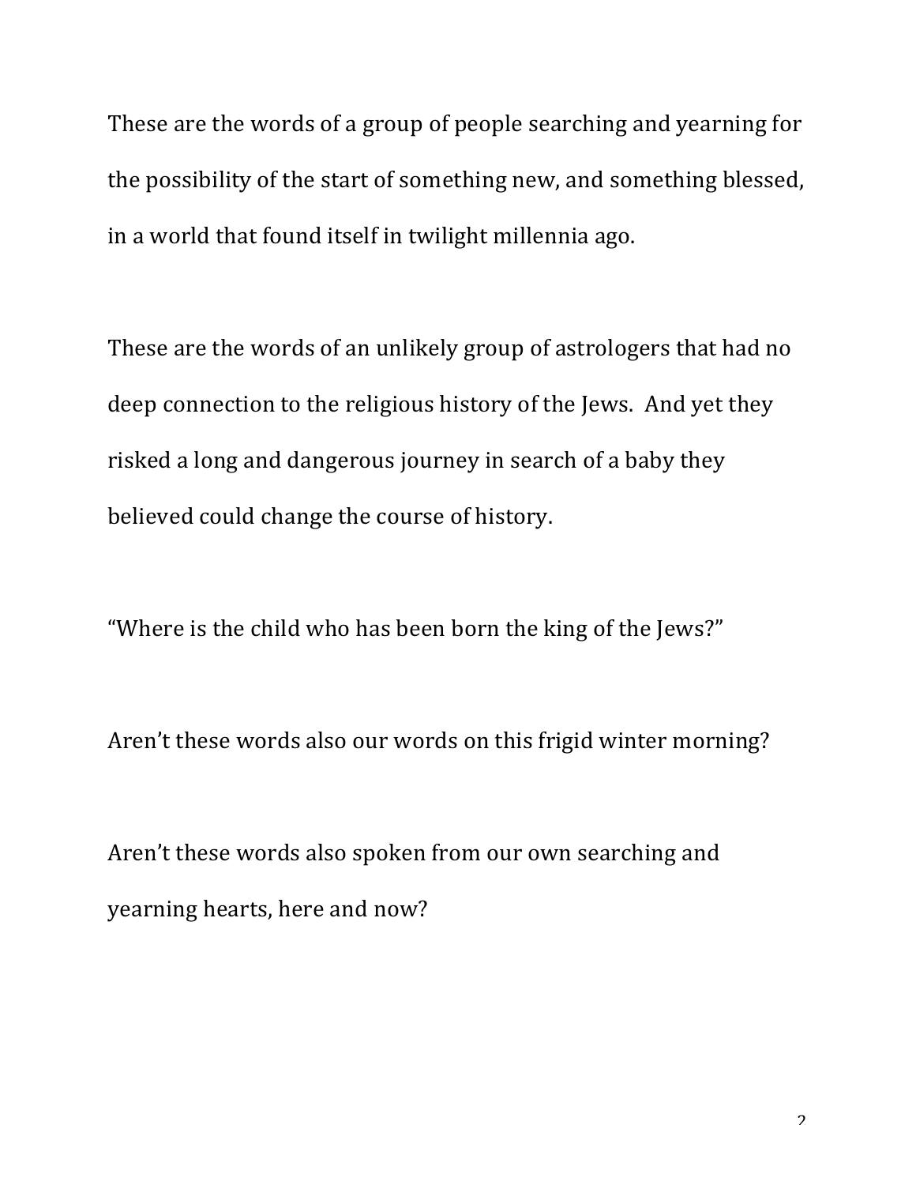These are the words of a group of people searching and yearning for the possibility of the start of something new, and something blessed, in a world that found itself in twilight millennia ago.

These are the words of an unlikely group of astrologers that had no deep connection to the religious history of the Jews. And yet they risked a long and dangerous journey in search of a baby they believed could change the course of history.

"Where is the child who has been born the king of the Jews?"

Aren't these words also our words on this frigid winter morning?

Aren't these words also spoken from our own searching and yearning hearts, here and now?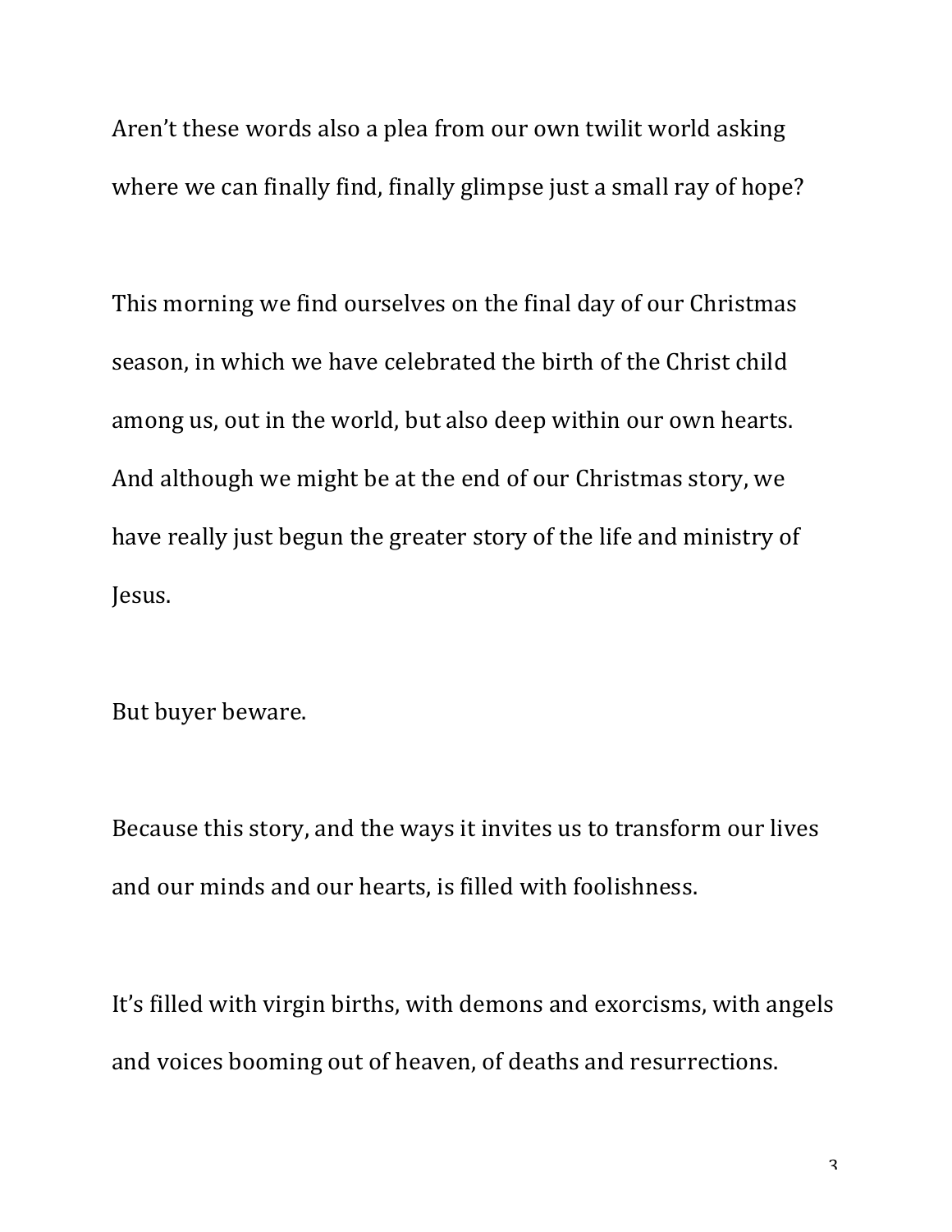Aren't these words also a plea from our own twilit world asking where we can finally find, finally glimpse just a small ray of hope?

This morning we find ourselves on the final day of our Christmas season, in which we have celebrated the birth of the Christ child among us, out in the world, but also deep within our own hearts. And although we might be at the end of our Christmas story, we have really just begun the greater story of the life and ministry of Jesus.

But buyer beware.

Because this story, and the ways it invites us to transform our lives and our minds and our hearts, is filled with foolishness.

It's filled with virgin births, with demons and exorcisms, with angels and voices booming out of heaven, of deaths and resurrections.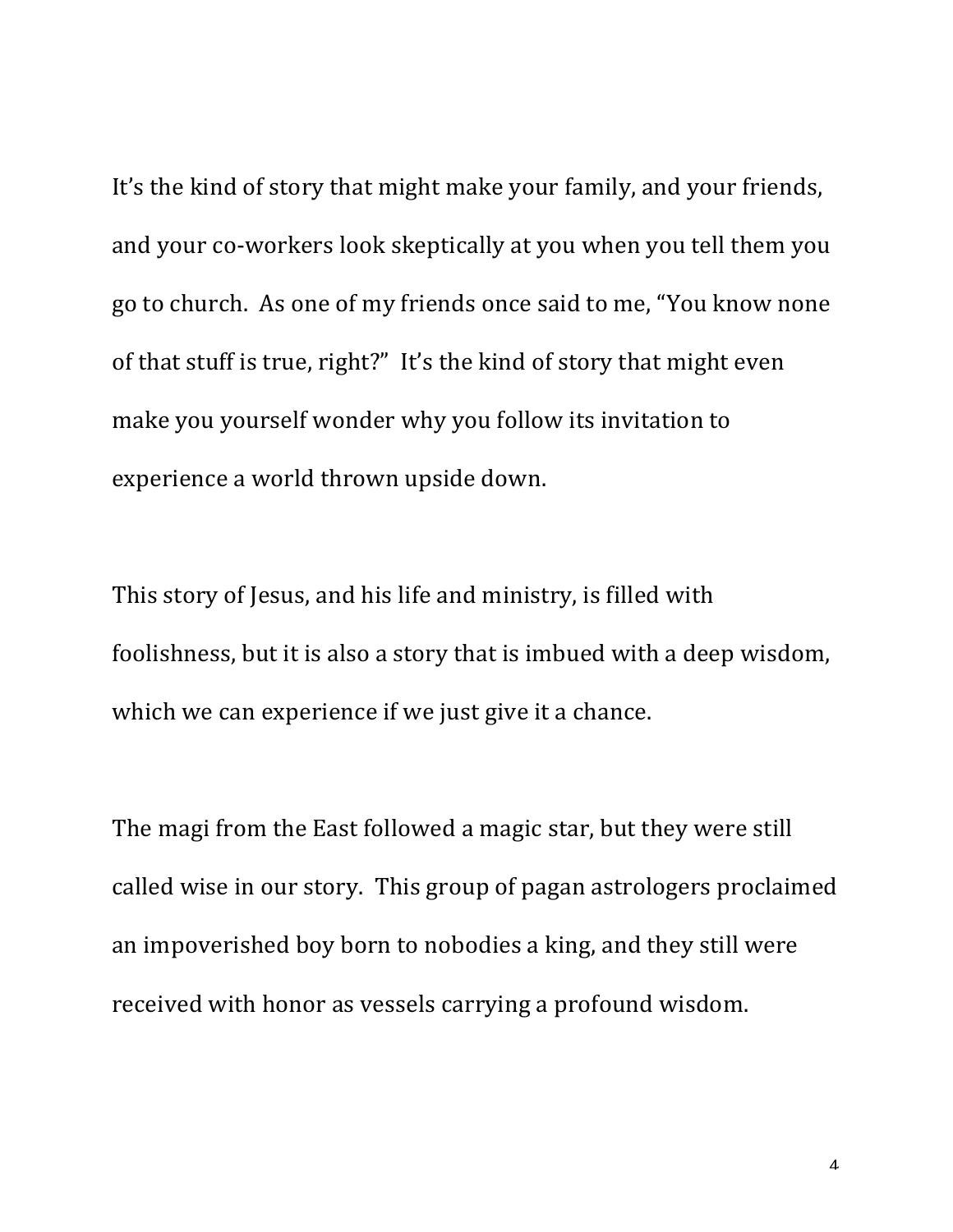It's the kind of story that might make your family, and your friends, and your co-workers look skeptically at you when you tell them you go to church.  As one of my friends once said to me, "You know none of that stuff is true, right?"  It's the kind of story that might even make you yourself wonder why you follow its invitation to experience a world thrown upside down.

This story of Jesus, and his life and ministry, is filled with foolishness, but it is also a story that is imbued with a deep wisdom, which we can experience if we just give it a chance.

The magi from the East followed a magic star, but they were still called wise in our story.  This group of pagan astrologers proclaimed an impoverished boy born to nobodies a king, and they still were received with honor as vessels carrying a profound wisdom.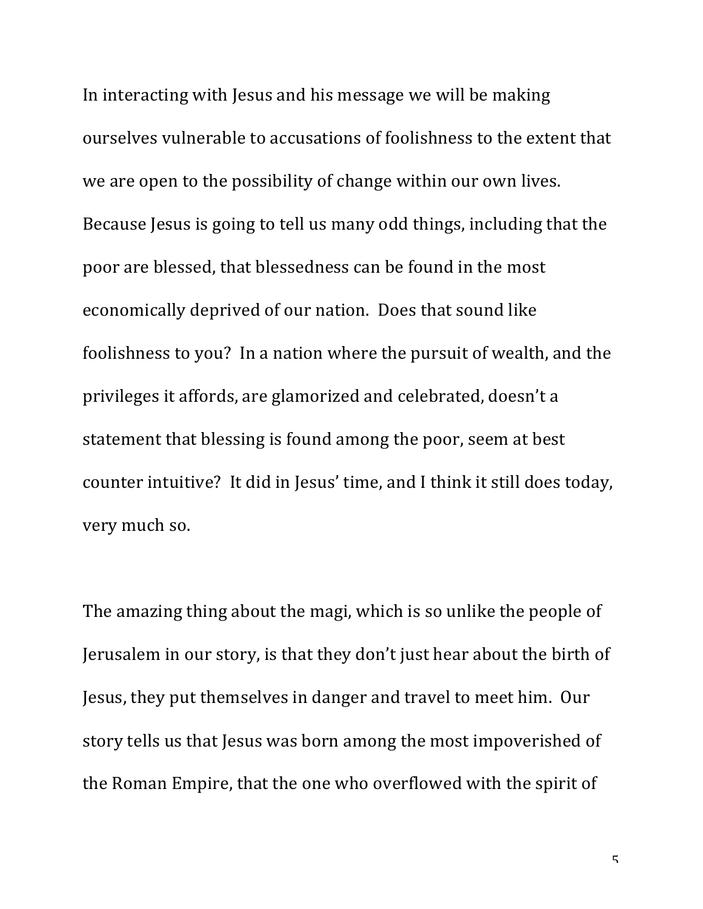In interacting with Jesus and his message we will be making ourselves vulnerable to accusations of foolishness to the extent that we are open to the possibility of change within our own lives. Because Jesus is going to tell us many odd things, including that the poor are blessed, that blessedness can be found in the most economically deprived of our nation. Does that sound like foolishness to you? In a nation where the pursuit of wealth, and the privileges it affords, are glamorized and celebrated, doesn't a statement that blessing is found among the poor, seem at best counter intuitive? It did in Jesus' time, and I think it still does today, very much so.

The amazing thing about the magi, which is so unlike the people of Jerusalem in our story, is that they don't just hear about the birth of Jesus, they put themselves in danger and travel to meet him. Our story tells us that Jesus was born among the most impoverished of the Roman Empire, that the one who overflowed with the spirit of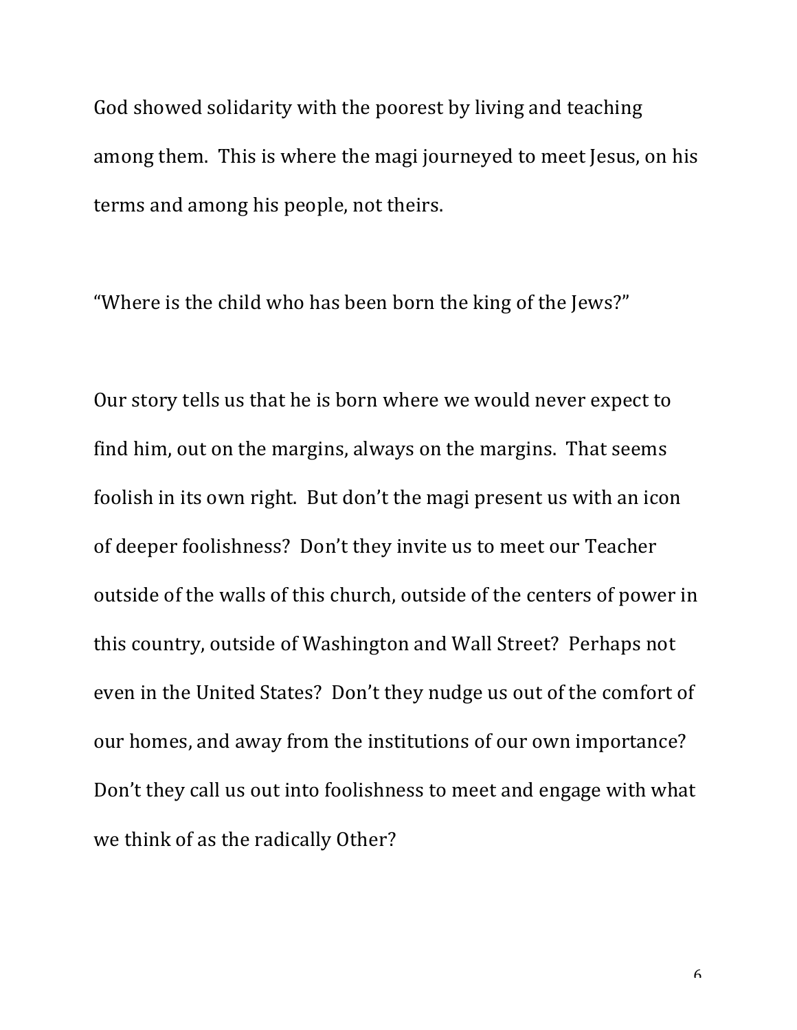God showed solidarity with the poorest by living and teaching among them. This is where the magi journeyed to meet Jesus, on his terms and among his people, not theirs.

"Where is the child who has been born the king of the Jews?"

Our story tells us that he is born where we would never expect to find him, out on the margins, always on the margins. That seems foolish in its own right. But don't the magi present us with an icon of deeper foolishness? Don't they invite us to meet our Teacher outside of the walls of this church, outside of the centers of power in this country, outside of Washington and Wall Street? Perhaps not even in the United States? Don't they nudge us out of the comfort of our homes, and away from the institutions of our own importance? Don't they call us out into foolishness to meet and engage with what we think of as the radically Other?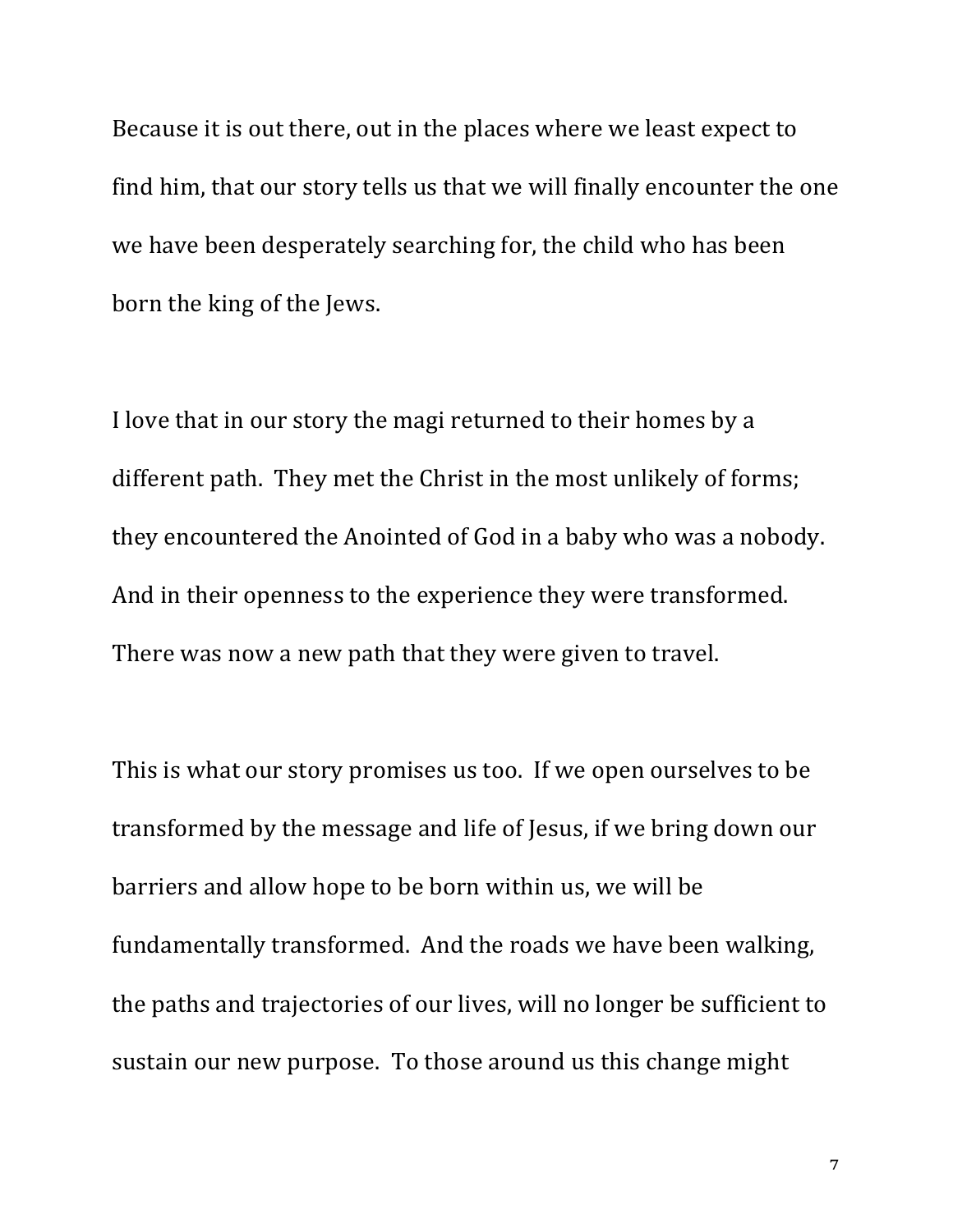Because it is out there, out in the places where we least expect to find him, that our story tells us that we will finally encounter the one we have been desperately searching for, the child who has been born the king of the Jews.

I love that in our story the magi returned to their homes by a different path. They met the Christ in the most unlikely of forms; they encountered the Anointed of God in a baby who was a nobody. And in their openness to the experience they were transformed. There was now a new path that they were given to travel.

This is what our story promises us too. If we open ourselves to be transformed by the message and life of Jesus, if we bring down our barriers and allow hope to be born within us, we will be fundamentally transformed. And the roads we have been walking, the paths and trajectories of our lives, will no longer be sufficient to sustain our new purpose. To those around us this change might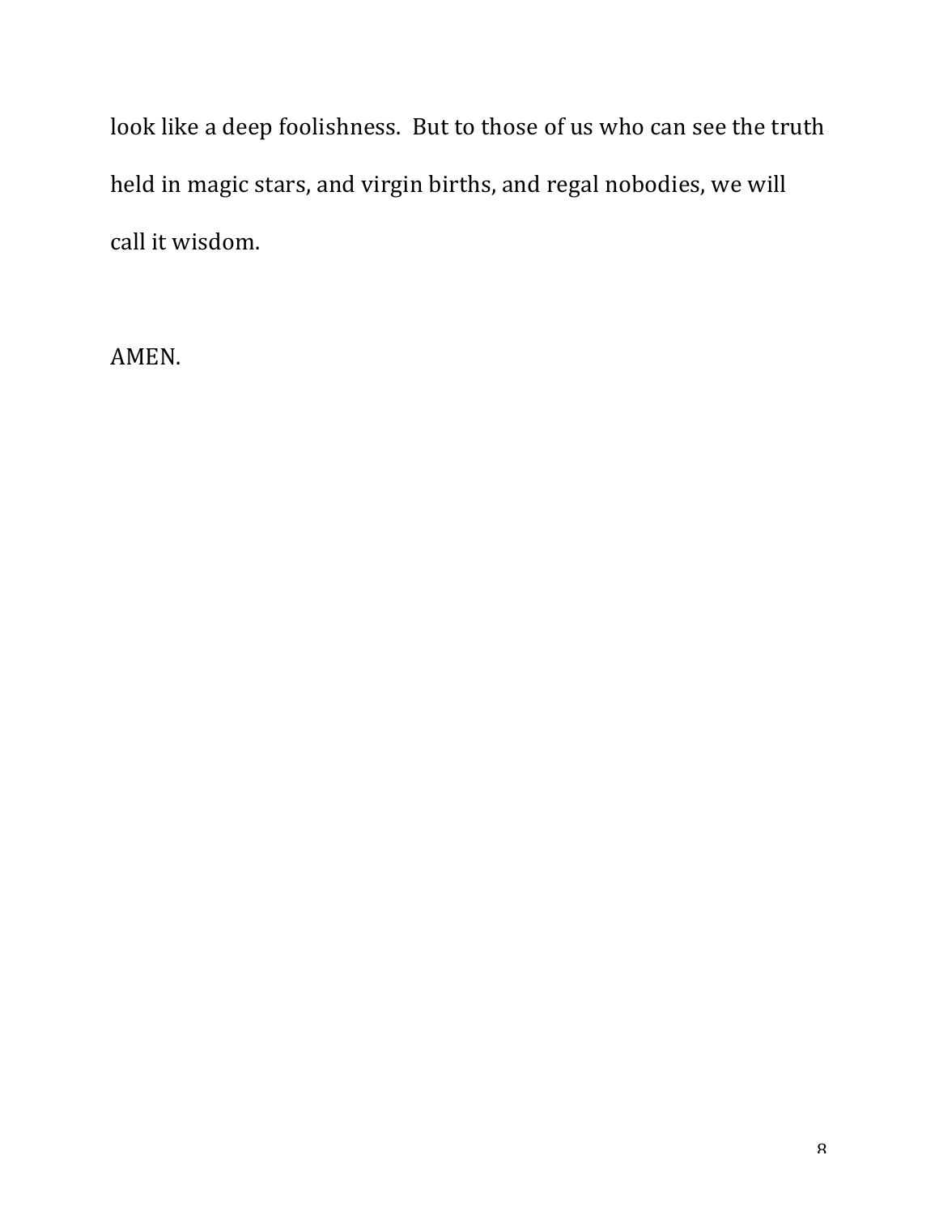look like a deep foolishness. But to those of us who can see the truth held in magic stars, and virgin births, and regal nobodies, we will call it wisdom.

AMEN.